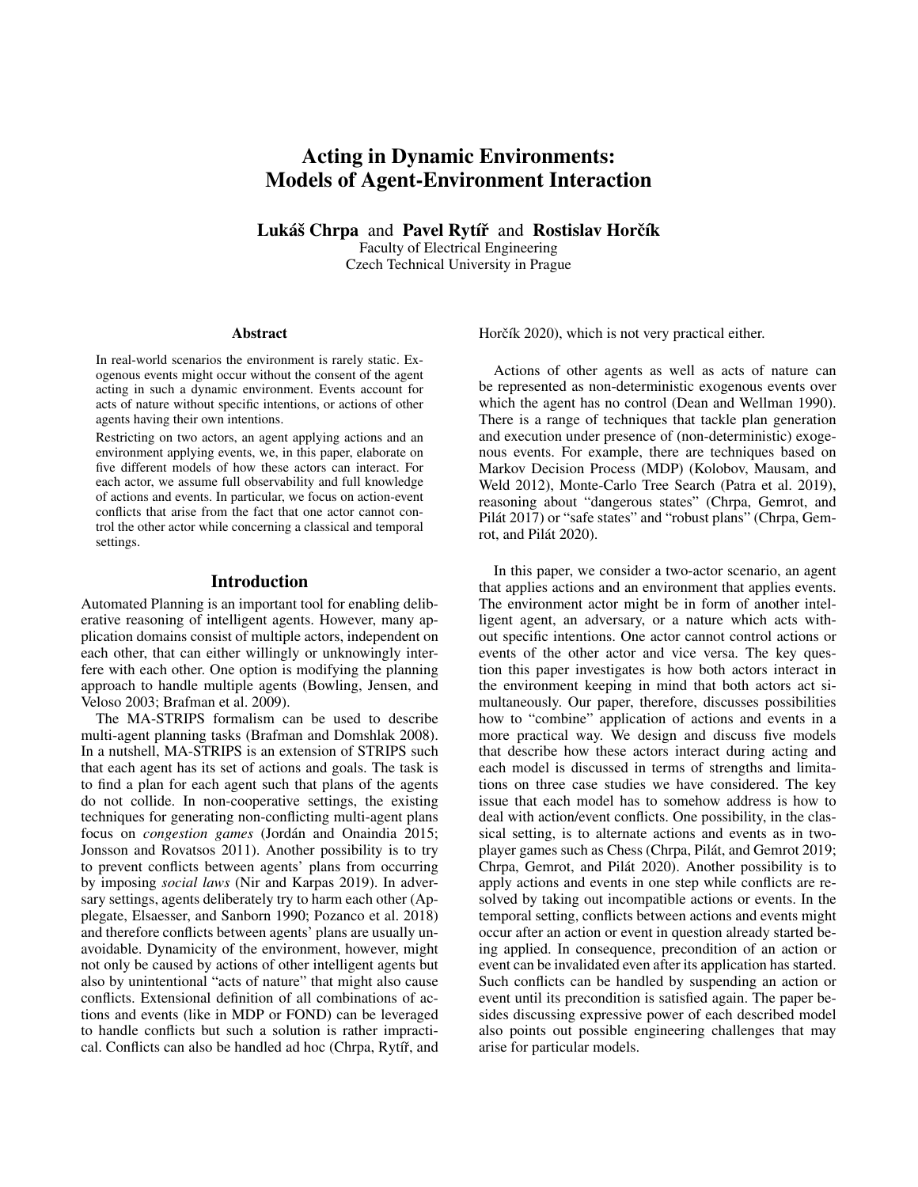# Acting in Dynamic Environments: Models of Agent-Environment Interaction

**Lukáš Chrpa** and **Pavel Rytíř** and **Rostislav Horčík**

Faculty of Electrical Engineering
Czech Technical University in Prague

### Abstract

In real-world scenarios the environment is rarely static. Exogenous events might occur without the consent of the agent acting in such a dynamic environment. Events account for acts of nature without specific intentions, or actions of other agents having their own intentions.

Restricting on two actors, an agent applying actions and an environment applying events, we, in this paper, elaborate on five different models of how these actors can interact. For each actor, we assume full observability and full knowledge of actions and events. In particular, we focus on action-event conflicts that arise from the fact that one actor cannot control the other actor while concerning a classical and temporal settings.

## Introduction

Automated Planning is an important tool for enabling deliberative reasoning of intelligent agents. However, many application domains consist of multiple actors, independent on each other, that can either willingly or unknowingly interfere with each other. One option is modifying the planning approach to handle multiple agents (Bowling, Jensen, and Veloso 2003; Brafman et al. 2009).

The MA-STRIPS formalism can be used to describe multi-agent planning tasks (Brafman and Domshlak 2008). In a nutshell, MA-STRIPS is an extension of STRIPS such that each agent has its set of actions and goals. The task is to find a plan for each agent such that plans of the agents do not collide. In non-cooperative settings, the existing techniques for generating non-conflicting multi-agent plans focus on *congestion games* (Jordán and Onaindia 2015; Jonsson and Rovatsos 2011). Another possibility is to try to prevent conflicts between agents' plans from occurring by imposing *social laws* (Nir and Karpas 2019). In adversary settings, agents deliberately try to harm each other (Applegate, Elsaesser, and Sanborn 1990; Pozanco et al. 2018) and therefore conflicts between agents' plans are usually unavoidable. Dynamicity of the environment, however, might not only be caused by actions of other intelligent agents but also by unintentional "acts of nature" that might also cause conflicts. Extensional definition of all combinations of actions and events (like in MDP or FOND) can be leveraged to handle conflicts but such a solution is rather impractical. Conflicts can also be handled ad hoc (Chrpa, Rytíř, and Horčík 2020), which is not very practical either.

Actions of other agents as well as acts of nature can be represented as non-deterministic exogenous events over which the agent has no control (Dean and Wellman 1990). There is a range of techniques that tackle plan generation and execution under presence of (non-deterministic) exogenous events. For example, there are techniques based on Markov Decision Process (MDP) (Kolobov, Mausam, and Weld 2012), Monte-Carlo Tree Search (Patra et al. 2019), reasoning about "dangerous states" (Chrpa, Gemrot, and Pilát 2017) or "safe states" and "robust plans" (Chrpa, Gemrot, and Pilát 2020).

In this paper, we consider a two-actor scenario, an agent that applies actions and an environment that applies events. The environment actor might be in form of another intelligent agent, an adversary, or a nature which acts without specific intentions. One actor cannot control actions or events of the other actor and vice versa. The key question this paper investigates is how both actors interact in the environment keeping in mind that both actors act simultaneously. Our paper, therefore, discusses possibilities how to "combine" application of actions and events in a more practical way. We design and discuss five models that describe how these actors interact during acting and each model is discussed in terms of strengths and limitations on three case studies we have considered. The key issue that each model has to somehow address is how to deal with action/event conflicts. One possibility, in the classical setting, is to alternate actions and events as in two-player games such as Chess (Chrpa, Pilát, and Gemrot 2019; Chrpa, Gemrot, and Pilát 2020). Another possibility is to apply actions and events in one step while conflicts are resolved by taking out incompatible actions or events. In the temporal setting, conflicts between actions and events might occur after an action or event in question already started being applied. In consequence, precondition of an action or event can be invalidated even after its application has started. Such conflicts can be handled by suspending an action or event until its precondition is satisfied again. The paper besides discussing expressive power of each described model also points out possible engineering challenges that may arise for particular models.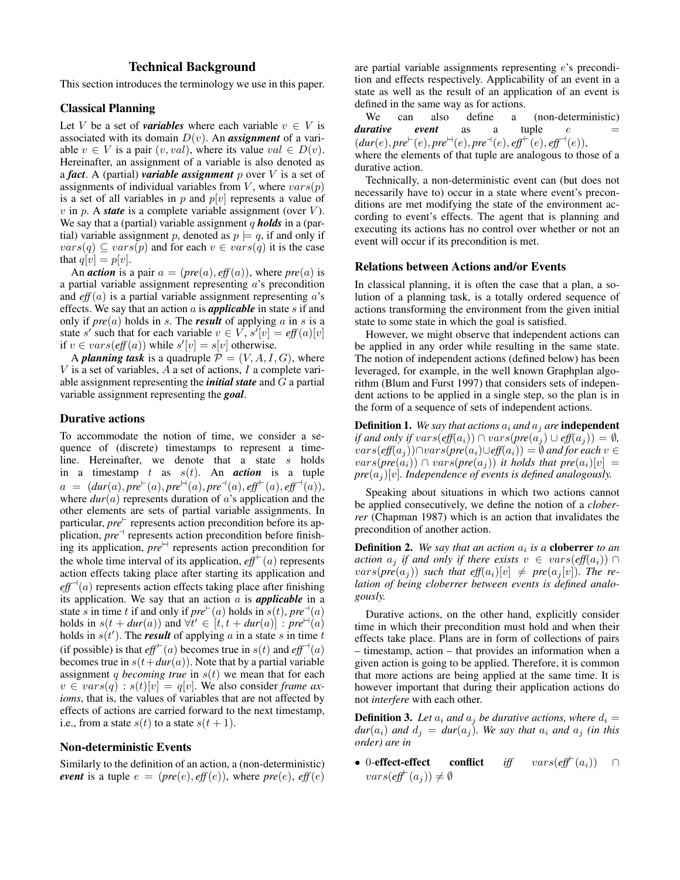## Technical Background

This section introduces the terminology we use in this paper.

### Classical Planning

Let $V$ be a set of ***variables*** where each variable $v \in V$ is associated with its domain $D(v)$. An ***assignment*** of a variable $v \in V$ is a pair $(v, val)$, where its value $val \in D(v)$. Hereinafter, an assignment of a variable is also denoted as a ***fact***. A (partial) ***variable assignment*** $p$ over $V$ is a set of assignments of individual variables from $V$, where $vars(p)$ is a set of all variables in $p$ and $p[v]$ represents a value of $v$ in $p$. A ***state*** is a complete variable assignment (over $V$). We say that a (partial) variable assignment $q$ ***holds*** in a (partial) variable assignment $p$, denoted as $p \models q$, if and only if $vars(q) \subseteq vars(p)$ and for each $v \in vars(q)$ it is the case that $q[v] = p[v]$.

An ***action*** is a pair $a = (pre(a), eff(a))$, where $pre(a)$ is a partial variable assignment representing $a$'s precondition and $eff(a)$ is a partial variable assignment representing $a$'s effects. We say that an action $a$ is ***applicable*** in state $s$ if and only if $pre(a)$ holds in $s$. The ***result*** of applying $a$ in $s$ is a state $s'$ such that for each variable $v \in V$, $s'[v] = eff(a)[v]$ if $v \in vars(eff(a))$ while $s'[v] = s[v]$ otherwise.

A ***planning task*** is a quadruple $\mathcal{P} = (V, A, I, G)$, where $V$ is a set of variables, $A$ a set of actions, $I$ a complete variable assignment representing the ***initial state*** and $G$ a partial variable assignment representing the ***goal***.

### Durative actions

To accommodate the notion of time, we consider a sequence of (discrete) timestamps to represent a timeline. Hereinafter, we denote that a state $s$ holds in a timestamp $t$ as $s(t)$. An ***action*** is a tuple $a = (dur(a), pre^{\vdash}(a), pre^{\vdash\dashv}(a), pre^{\dashv}(a), eff^{\vdash}(a), eff^{\dashv}(a))$, where $dur(a)$ represents duration of $a$'s application and the other elements are sets of partial variable assignments. In particular, $pre^{\vdash}$ represents action precondition before its application, $pre^{\dashv}$ represents action precondition before finishing its application, $pre^{\vdash\dashv}$ represents action precondition for the whole time interval of its application, $eff^{\vdash}(a)$ represents action effects taking place after starting its application and $eff^{\dashv}(a)$ represents action effects taking place after finishing its application. We say that an action $a$ is ***applicable*** in a state $s$ in time $t$ if and only if $pre^{\vdash}(a)$ holds in $s(t)$, $pre^{\dashv}(a)$ holds in $s(t + dur(a))$ and $\forall t' \in [t, t + dur(a)] : pre^{\vdash\dashv}(a)$ holds in $s(t')$. The ***result*** of applying $a$ in a state $s$ in time $t$ (if possible) is that $eff^{\vdash}(a)$ becomes true in $s(t)$ and $eff^{\dashv}(a)$ becomes true in $s(t+dur(a))$. Note that by a partial variable assignment $q$ *becoming true* in $s(t)$ we mean that for each $v \in vars(q) : s(t)[v] = q[v]$. We also consider *frame axioms*, that is, the values of variables that are not affected by effects of actions are carried forward to the next timestamp, i.e., from a state $s(t)$ to a state $s(t + 1)$.

### Non-deterministic Events

Similarly to the definition of an action, a (non-deterministic) ***event*** is a tuple $e = (pre(e), eff(e))$, where $pre(e)$, $eff(e)$ are partial variable assignments representing $e$'s precondition and effects respectively. Applicability of an event in a state as well as the result of an application of an event is defined in the same way as for actions.

We can also define a (non-deterministic) ***durative event*** as a tuple $e = (dur(e), pre^{\vdash}(e), pre^{\vdash\dashv}(e), pre^{\dashv}(e), eff^{\vdash}(e), eff^{\dashv}(e))$, where the elements of that tuple are analogous to those of a durative action.

Technically, a non-deterministic event can (but does not necessarily have to) occur in a state where event's preconditions are met modifying the state of the environment according to event's effects. The agent that is planning and executing its actions has no control over whether or not an event will occur if its precondition is met.

### Relations between Actions and/or Events

In classical planning, it is often the case that a plan, a solution of a planning task, is a totally ordered sequence of actions transforming the environment from the given initial state to some state in which the goal is satisfied.

However, we might observe that independent actions can be applied in any order while resulting in the same state. The notion of independent actions (defined below) has been leveraged, for example, in the well known Graphplan algorithm (Blum and Furst 1997) that considers sets of independent actions to be applied in a single step, so the plan is in the form of a sequence of sets of independent actions.

**Definition 1.** *We say that actions $a_i$ and $a_j$ are* **independent** *if and only if $vars(eff(a_i)) \cap vars(pre(a_j) \cup eff(a_j)) = \emptyset$, $vars(eff(a_j)) \cap vars(pre(a_i) \cup eff(a_i)) = \emptyset$ and for each $v \in vars(pre(a_i)) \cap vars(pre(a_j))$ it holds that $pre(a_i)[v] = pre(a_j)[v]$. Independence of events is defined analogously.*

Speaking about situations in which two actions cannot be applied consecutively, we define the notion of a *cloberrer* (Chapman 1987) which is an action that invalidates the precondition of another action.

**Definition 2.** *We say that an action $a_i$ is a* **cloberrer** *to an action $a_j$ if and only if there exists $v \in vars(eff(a_i)) \cap vars(pre(a_j))$ such that $eff(a_i)[v] \neq pre(a_j[v])$. The relation of being cloberrer between events is defined analogously.*

Durative actions, on the other hand, explicitly consider time in which their precondition must hold and when their effects take place. Plans are in form of collections of pairs – timestamp, action – that provides an information when a given action is going to be applied. Therefore, it is common that more actions are being applied at the same time. It is however important that during their application actions do not *interfere* with each other.

**Definition 3.** *Let $a_i$ and $a_j$ be durative actions, where $d_i = dur(a_i)$ and $d_j = dur(a_j)$. We say that $a_i$ and $a_j$ (in this order) are in*

- 0-**effect-effect conflict** *iff* $vars(eff^{\vdash}(a_i)) \cap vars(eff^{\vdash}(a_j)) \neq \emptyset$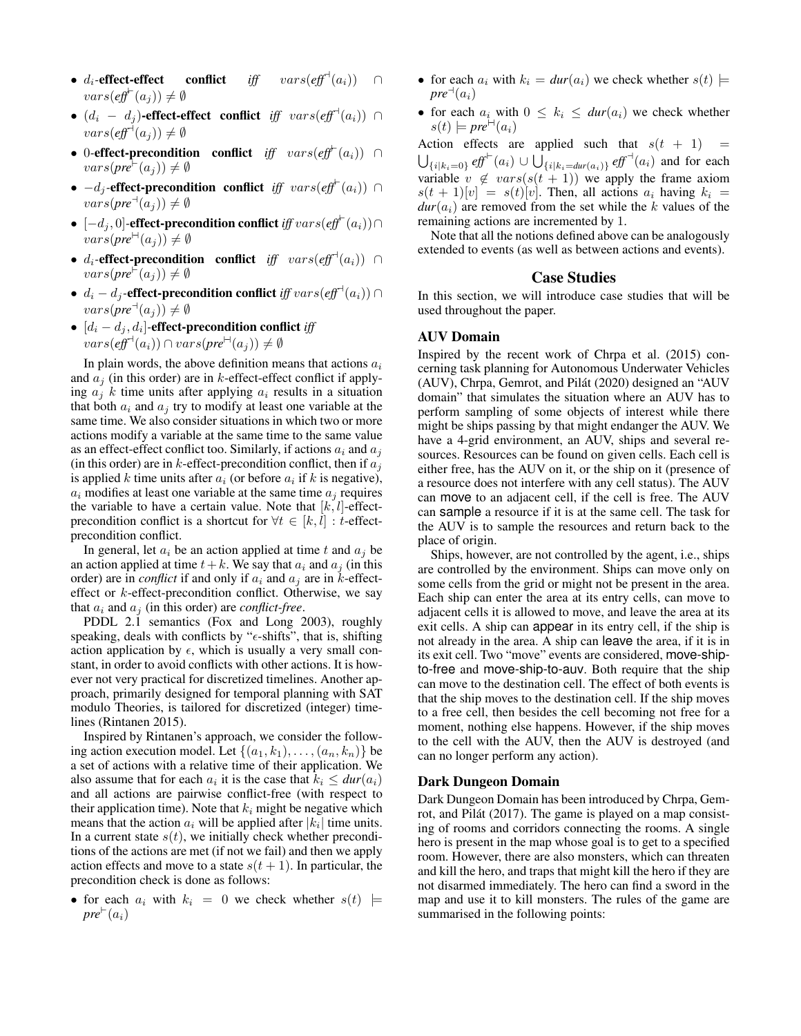- $d_i$-**effect-effect conflict** *iff* $vars(\mathit{eff}^{\dashv}(a_i)) \cap vars(\mathit{eff}^{\vdash}(a_j)) \neq \emptyset$
- $(d_i - d_j)$-**effect-effect conflict** *iff* $vars(\mathit{eff}^{\dashv}(a_i)) \cap vars(\mathit{eff}^{\dashv}(a_j)) \neq \emptyset$
- 0-**effect-precondition conflict** *iff* $vars(\mathit{eff}^{\vdash}(a_i)) \cap vars(\mathit{pre}^{\vdash}(a_j)) \neq \emptyset$
- $-d_j$-**effect-precondition conflict** *iff* $vars(\mathit{eff}^{\vdash}(a_i)) \cap vars(\mathit{pre}^{\dashv}(a_j)) \neq \emptyset$
- $[-d_j, 0]$-**effect-precondition conflict** *iff* $vars(\mathit{eff}^{\vdash}(a_i)) \cap vars(\mathit{pre}^{\vDash}(a_j)) \neq \emptyset$
- $d_i$-**effect-precondition conflict** *iff* $vars(\mathit{eff}^{\dashv}(a_i)) \cap vars(\mathit{pre}^{\vdash}(a_j)) \neq \emptyset$
- $d_i - d_j$-**effect-precondition conflict** *iff* $vars(\mathit{eff}^{\dashv}(a_i)) \cap vars(\mathit{pre}^{\dashv}(a_j)) \neq \emptyset$
- $[d_i - d_j, d_i]$-**effect-precondition conflict** *iff* $vars(\mathit{eff}^{\dashv}(a_i)) \cap vars(\mathit{pre}^{\vDash}(a_j)) \neq \emptyset$

In plain words, the above definition means that actions $a_i$ and $a_j$ (in this order) are in $k$-effect-effect conflict if applying $a_j$ $k$ time units after applying $a_i$ results in a situation that both $a_i$ and $a_j$ try to modify at least one variable at the same time. We also consider situations in which two or more actions modify a variable at the same time to the same value as an effect-effect conflict too. Similarly, if actions $a_i$ and $a_j$ (in this order) are in $k$-effect-precondition conflict, then if $a_j$ is applied $k$ time units after $a_i$ (or before $a_i$ if $k$ is negative), $a_i$ modifies at least one variable at the same time $a_j$ requires the variable to have a certain value. Note that $[k, l]$-effect-precondition conflict is a shortcut for $\forall t \in [k, l] : t$-effect-precondition conflict.

In general, let $a_i$ be an action applied at time $t$ and $a_j$ be an action applied at time $t+k$. We say that $a_i$ and $a_j$ (in this order) are in *conflict* if and only if $a_i$ and $a_j$ are in $k$-effect-effect or $k$-effect-precondition conflict. Otherwise, we say that $a_i$ and $a_j$ (in this order) are *conflict-free*.

PDDL 2.1 semantics (Fox and Long 2003), roughly speaking, deals with conflicts by "$\epsilon$-shifts", that is, shifting action application by $\epsilon$, which is usually a very small constant, in order to avoid conflicts with other actions. It is however not very practical for discretized timelines. Another approach, primarily designed for temporal planning with SAT modulo Theories, is tailored for discretized (integer) timelines (Rintanen 2015).

Inspired by Rintanen's approach, we consider the following action execution model. Let $\{(a_1, k_1), \ldots, (a_n, k_n)\}$ be a set of actions with a relative time of their application. We also assume that for each $a_i$ it is the case that $k_i \leq \mathit{dur}(a_i)$ and all actions are pairwise conflict-free (with respect to their application time). Note that $k_i$ might be negative which means that the action $a_i$ will be applied after $|k_i|$ time units. In a current state $s(t)$, we initially check whether preconditions of the actions are met (if not we fail) and then we apply action effects and move to a state $s(t+1)$. In particular, the precondition check is done as follows:

- for each $a_i$ with $k_i = 0$ we check whether $s(t) \models \mathit{pre}^{\vdash}(a_i)$
- for each $a_i$ with $k_i = \mathit{dur}(a_i)$ we check whether $s(t) \models \mathit{pre}^{\dashv}(a_i)$
- for each $a_i$ with $0 \leq k_i \leq \mathit{dur}(a_i)$ we check whether $s(t) \models \mathit{pre}^{\vDash}(a_i)$

Action effects are applied such that $s(t+1) = \bigcup_{\{i|k_i=0\}} \mathit{eff}^{\vdash}(a_i) \cup \bigcup_{\{i|k_i=\mathit{dur}(a_i)\}} \mathit{eff}^{\dashv}(a_i)$ and for each variable $v \notin vars(s(t+1))$ we apply the frame axiom $s(t+1)[v] = s(t)[v]$. Then, all actions $a_i$ having $k_i = \mathit{dur}(a_i)$ are removed from the set while the $k$ values of the remaining actions are incremented by 1.

Note that all the notions defined above can be analogously extended to events (as well as between actions and events).

## Case Studies

In this section, we will introduce case studies that will be used throughout the paper.

### AUV Domain

Inspired by the recent work of Chrpa et al. (2015) concerning task planning for Autonomous Underwater Vehicles (AUV), Chrpa, Gemrot, and Pilát (2020) designed an "AUV domain" that simulates the situation where an AUV has to perform sampling of some objects of interest while there might be ships passing by that might endanger the AUV. We have a 4-grid environment, an AUV, ships and several resources. Resources can be found on given cells. Each cell is either free, has the AUV on it, or the ship on it (presence of a resource does not interfere with any cell status). The AUV can move to an adjacent cell, if the cell is free. The AUV can sample a resource if it is at the same cell. The task for the AUV is to sample the resources and return back to the place of origin.

Ships, however, are not controlled by the agent, i.e., ships are controlled by the environment. Ships can move only on some cells from the grid or might not be present in the area. Each ship can enter the area at its entry cells, can move to adjacent cells it is allowed to move, and leave the area at its exit cells. A ship can appear in its entry cell, if the ship is not already in the area. A ship can leave the area, if it is in its exit cell. Two "move" events are considered, move-ship-to-free and move-ship-to-auv. Both require that the ship can move to the destination cell. The effect of both events is that the ship moves to the destination cell. If the ship moves to a free cell, then besides the cell becoming not free for a moment, nothing else happens. However, if the ship moves to the cell with the AUV, then the AUV is destroyed (and can no longer perform any action).

### Dark Dungeon Domain

Dark Dungeon Domain has been introduced by Chrpa, Gemrot, and Pilát (2017). The game is played on a map consisting of rooms and corridors connecting the rooms. A single hero is present in the map whose goal is to get to a specified room. However, there are also monsters, which can threaten and kill the hero, and traps that might kill the hero if they are not disarmed immediately. The hero can find a sword in the map and use it to kill monsters. The rules of the game are summarised in the following points: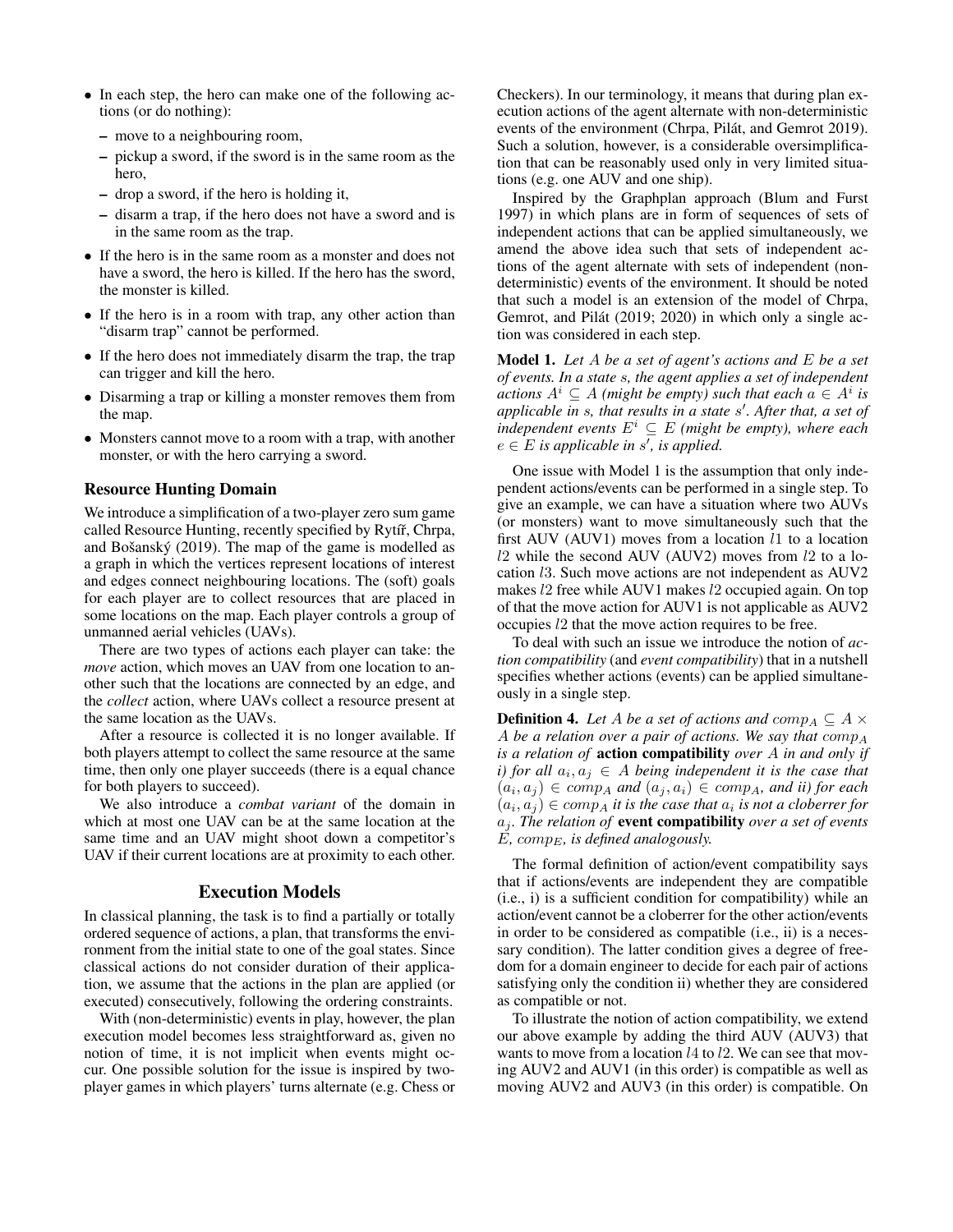- In each step, the hero can make one of the following actions (or do nothing):
  - move to a neighbouring room,
  - pickup a sword, if the sword is in the same room as the hero,
  - drop a sword, if the hero is holding it,
  - disarm a trap, if the hero does not have a sword and is in the same room as the trap.
- If the hero is in the same room as a monster and does not have a sword, the hero is killed. If the hero has the sword, the monster is killed.
- If the hero is in a room with trap, any other action than "disarm trap" cannot be performed.
- If the hero does not immediately disarm the trap, the trap can trigger and kill the hero.
- Disarming a trap or killing a monster removes them from the map.
- Monsters cannot move to a room with a trap, with another monster, or with the hero carrying a sword.

### Resource Hunting Domain

We introduce a simplification of a two-player zero sum game called Resource Hunting, recently specified by Rytíř, Chrpa, and Bošanský (2019). The map of the game is modelled as a graph in which the vertices represent locations of interest and edges connect neighbouring locations. The (soft) goals for each player are to collect resources that are placed in some locations on the map. Each player controls a group of unmanned aerial vehicles (UAVs).

There are two types of actions each player can take: the *move* action, which moves an UAV from one location to another such that the locations are connected by an edge, and the *collect* action, where UAVs collect a resource present at the same location as the UAVs.

After a resource is collected it is no longer available. If both players attempt to collect the same resource at the same time, then only one player succeeds (there is a equal chance for both players to succeed).

We also introduce a *combat variant* of the domain in which at most one UAV can be at the same location at the same time and an UAV might shoot down a competitor's UAV if their current locations are at proximity to each other.

## Execution Models

In classical planning, the task is to find a partially or totally ordered sequence of actions, a plan, that transforms the environment from the initial state to one of the goal states. Since classical actions do not consider duration of their application, we assume that the actions in the plan are applied (or executed) consecutively, following the ordering constraints.

With (non-deterministic) events in play, however, the plan execution model becomes less straightforward as, given no notion of time, it is not implicit when events might occur. One possible solution for the issue is inspired by two-player games in which players' turns alternate (e.g. Chess or Checkers). In our terminology, it means that during plan execution actions of the agent alternate with non-deterministic events of the environment (Chrpa, Pilát, and Gemrot 2019). Such a solution, however, is a considerable oversimplification that can be reasonably used only in very limited situations (e.g. one AUV and one ship).

Inspired by the Graphplan approach (Blum and Furst 1997) in which plans are in form of sequences of sets of independent actions that can be applied simultaneously, we amend the above idea such that sets of independent actions of the agent alternate with sets of independent (non-deterministic) events of the environment. It should be noted that such a model is an extension of the model of Chrpa, Gemrot, and Pilát (2019; 2020) in which only a single action was considered in each step.

**Model 1.** *Let $A$ be a set of agent's actions and $E$ be a set of events. In a state $s$, the agent applies a set of independent actions $A^i \subseteq A$ (might be empty) such that each $a \in A^i$ is applicable in $s$, that results in a state $s'$. After that, a set of independent events $E^i \subseteq E$ (might be empty), where each $e \in E$ is applicable in $s'$, is applied.*

One issue with Model 1 is the assumption that only independent actions/events can be performed in a single step. To give an example, we can have a situation where two AUVs (or monsters) want to move simultaneously such that the first AUV (AUV1) moves from a location $l1$ to a location $l2$ while the second AUV (AUV2) moves from $l2$ to a location $l3$. Such move actions are not independent as AUV2 makes $l2$ free while AUV1 makes $l2$ occupied again. On top of that the move action for AUV1 is not applicable as AUV2 occupies $l2$ that the move action requires to be free.

To deal with such an issue we introduce the notion of *action compatibility* (and *event compatibility*) that in a nutshell specifies whether actions (events) can be applied simultaneously in a single step.

**Definition 4.** *Let $A$ be a set of actions and $comp_A \subseteq A \times A$ be a relation over a pair of actions. We say that $comp_A$ is a relation of* **action compatibility** *over $A$ in and only if i) for all $a_i, a_j \in A$ being independent it is the case that $(a_i, a_j) \in comp_A$ and $(a_j, a_i) \in comp_A$, and ii) for each $(a_i, a_j) \in comp_A$ it is the case that $a_i$ is not a cloberrer for $a_j$. The relation of* **event compatibility** *over a set of events $E$, $comp_E$, is defined analogously.*

The formal definition of action/event compatibility says that if actions/events are independent they are compatible (i.e., i) is a sufficient condition for compatibility) while an action/event cannot be a cloberrer for the other action/events in order to be considered as compatible (i.e., ii) is a necessary condition). The latter condition gives a degree of freedom for a domain engineer to decide for each pair of actions satisfying only the condition ii) whether they are considered as compatible or not.

To illustrate the notion of action compatibility, we extend our above example by adding the third AUV (AUV3) that wants to move from a location $l4$ to $l2$. We can see that moving AUV2 and AUV1 (in this order) is compatible as well as moving AUV2 and AUV3 (in this order) is compatible. On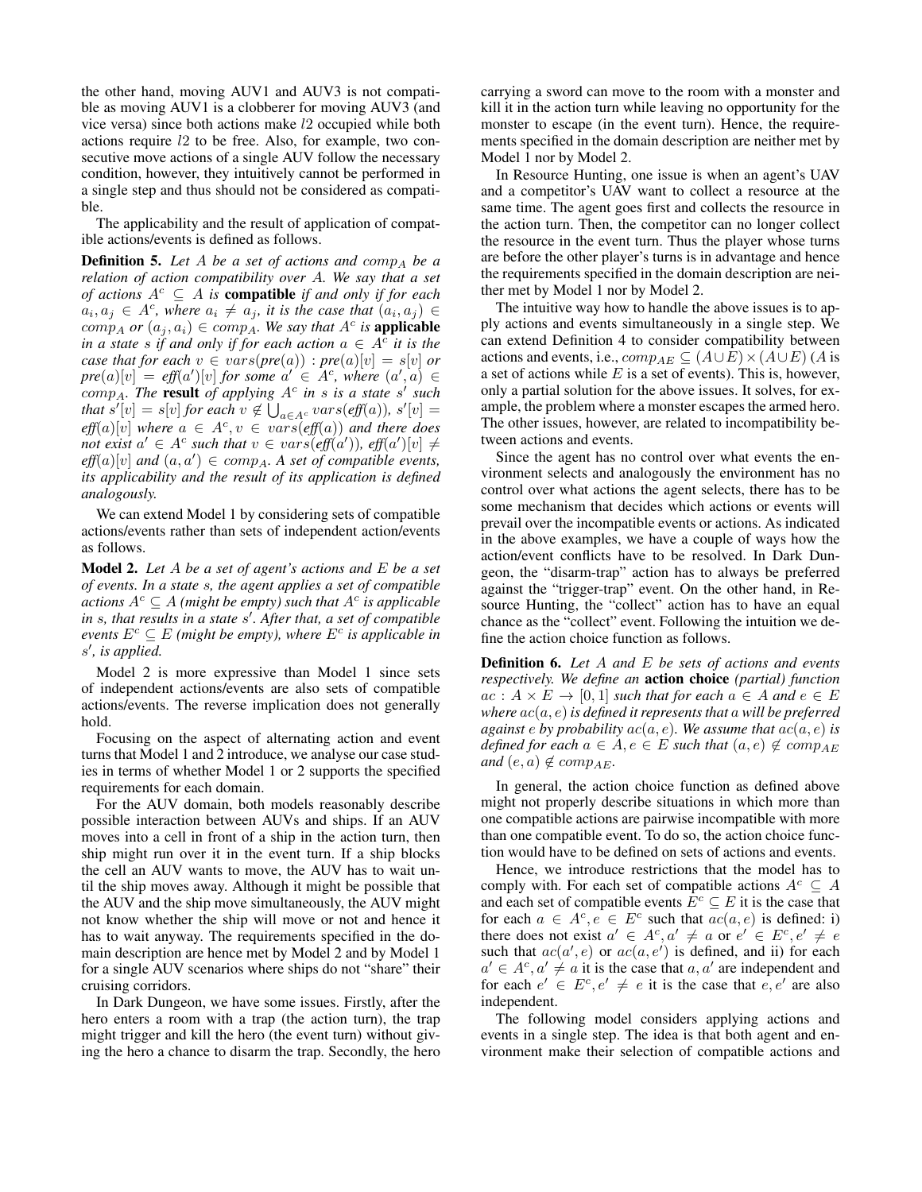the other hand, moving AUV1 and AUV3 is not compatible as moving AUV1 is a clobberer for moving AUV3 (and vice versa) since both actions make $l2$ occupied while both actions require $l2$ to be free. Also, for example, two consecutive move actions of a single AUV follow the necessary condition, however, they intuitively cannot be performed in a single step and thus should not be considered as compatible.

The applicability and the result of application of compatible actions/events is defined as follows.

**Definition 5.** *Let $A$ be a set of actions and $comp_A$ be a relation of action compatibility over $A$. We say that a set of actions $A^c \subseteq A$ is* **compatible** *if and only if for each $a_i, a_j \in A^c$, where $a_i \neq a_j$, it is the case that $(a_i, a_j) \in comp_A$ or $(a_j, a_i) \in comp_A$. We say that $A^c$ is* **applicable** *in a state $s$ if and only if for each action $a \in A^c$ it is the case that for each $v \in vars(pre(a)) : pre(a)[v] = s[v]$ or $pre(a)[v] = eff(a')[v]$ for some $a' \in A^c$, where $(a', a) \in comp_A$. The* **result** *of applying $A^c$ in $s$ is a state $s'$ such that $s'[v] = s[v]$ for each $v \notin \bigcup_{a \in A^c} vars(eff(a))$, $s'[v] = eff(a)[v]$ where $a \in A^c, v \in vars(eff(a))$ and there does not exist $a' \in A^c$ such that $v \in vars(eff(a'))$, $eff(a')[v] \neq eff(a)[v]$ and $(a, a') \in comp_A$. A set of compatible events, its applicability and the result of its application is defined analogously.*

We can extend Model 1 by considering sets of compatible actions/events rather than sets of independent action/events as follows.

**Model 2.** *Let $A$ be a set of agent's actions and $E$ be a set of events. In a state $s$, the agent applies a set of compatible actions $A^c \subseteq A$ (might be empty) such that $A^c$ is applicable in $s$, that results in a state $s'$. After that, a set of compatible events $E^c \subseteq E$ (might be empty), where $E^c$ is applicable in $s'$, is applied.*

Model 2 is more expressive than Model 1 since sets of independent actions/events are also sets of compatible actions/events. The reverse implication does not generally hold.

Focusing on the aspect of alternating action and event turns that Model 1 and 2 introduce, we analyse our case studies in terms of whether Model 1 or 2 supports the specified requirements for each domain.

For the AUV domain, both models reasonably describe possible interaction between AUVs and ships. If an AUV moves into a cell in front of a ship in the action turn, then ship might run over it in the event turn. If a ship blocks the cell an AUV wants to move, the AUV has to wait until the ship moves away. Although it might be possible that the AUV and the ship move simultaneously, the AUV might not know whether the ship will move or not and hence it has to wait anyway. The requirements specified in the domain description are hence met by Model 2 and by Model 1 for a single AUV scenarios where ships do not "share" their cruising corridors.

In Dark Dungeon, we have some issues. Firstly, after the hero enters a room with a trap (the action turn), the trap might trigger and kill the hero (the event turn) without giving the hero a chance to disarm the trap. Secondly, the hero carrying a sword can move to the room with a monster and kill it in the action turn while leaving no opportunity for the monster to escape (in the event turn). Hence, the requirements specified in the domain description are neither met by Model 1 nor by Model 2.

In Resource Hunting, one issue is when an agent's UAV and a competitor's UAV want to collect a resource at the same time. The agent goes first and collects the resource in the action turn. Then, the competitor can no longer collect the resource in the event turn. Thus the player whose turns are before the other player's turns is in advantage and hence the requirements specified in the domain description are neither met by Model 1 nor by Model 2.

The intuitive way how to handle the above issues is to apply actions and events simultaneously in a single step. We can extend Definition 4 to consider compatibility between actions and events, i.e., $comp_{AE} \subseteq (A \cup E) \times (A \cup E)$ ($A$ is a set of actions while $E$ is a set of events). This is, however, only a partial solution for the above issues. It solves, for example, the problem where a monster escapes the armed hero. The other issues, however, are related to incompatibility between actions and events.

Since the agent has no control over what events the environment selects and analogously the environment has no control over what actions the agent selects, there has to be some mechanism that decides which actions or events will prevail over the incompatible events or actions. As indicated in the above examples, we have a couple of ways how the action/event conflicts have to be resolved. In Dark Dungeon, the "disarm-trap" action has to always be preferred against the "trigger-trap" event. On the other hand, in Resource Hunting, the "collect" action has to have an equal chance as the "collect" event. Following the intuition we define the action choice function as follows.

**Definition 6.** *Let $A$ and $E$ be sets of actions and events respectively. We define an* **action choice** *(partial) function $ac : A \times E \rightarrow [0, 1]$ such that for each $a \in A$ and $e \in E$ where $ac(a, e)$ is defined it represents that $a$ will be preferred against $e$ by probability $ac(a, e)$. We assume that $ac(a, e)$ is defined for each $a \in A, e \in E$ such that $(a, e) \notin comp_{AE}$ and $(e, a) \notin comp_{AE}$.*

In general, the action choice function as defined above might not properly describe situations in which more than one compatible actions are pairwise incompatible with more than one compatible event. To do so, the action choice function would have to be defined on sets of actions and events.

Hence, we introduce restrictions that the model has to comply with. For each set of compatible actions $A^c \subseteq A$ and each set of compatible events $E^c \subseteq E$ it is the case that for each $a \in A^c, e \in E^c$ such that $ac(a, e)$ is defined: i) there does not exist $a' \in A^c, a' \neq a$ or $e' \in E^c, e' \neq e$ such that $ac(a', e)$ or $ac(a, e')$ is defined, and ii) for each $a' \in A^c, a' \neq a$ it is the case that $a, a'$ are independent and for each $e' \in E^c, e' \neq e$ it is the case that $e, e'$ are also independent.

The following model considers applying actions and events in a single step. The idea is that both agent and environment make their selection of compatible actions and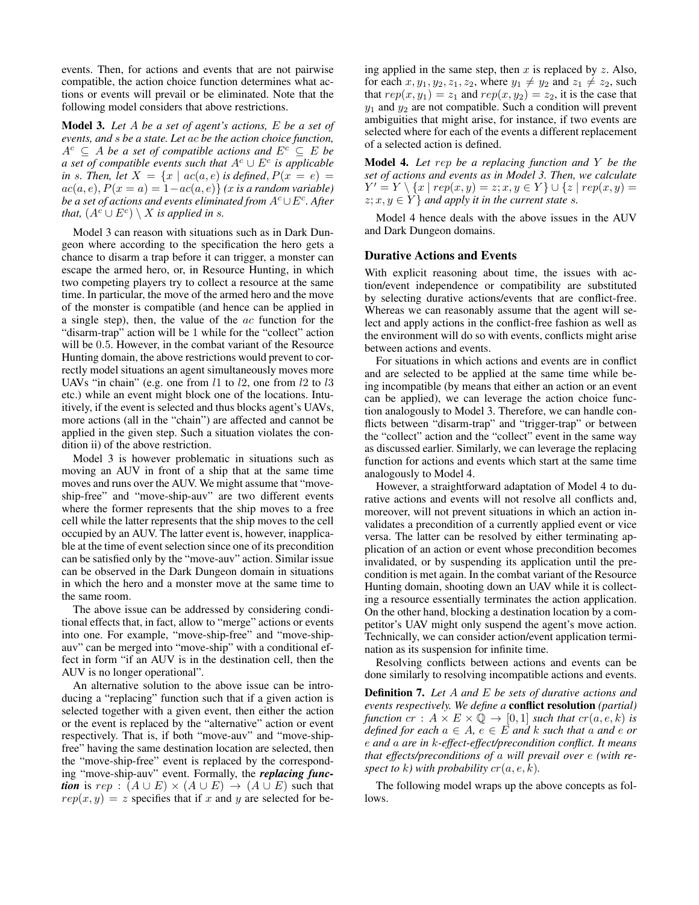events. Then, for actions and events that are not pairwise compatible, the action choice function determines what actions or events will prevail or be eliminated. Note that the following model considers that above restrictions.

**Model 3.** *Let $A$ be a set of agent's actions, $E$ be a set of events, and $s$ be a state. Let $ac$ be the action choice function, $A^c \subseteq A$ be a set of compatible actions and $E^c \subseteq E$ be a set of compatible events such that $A^c \cup E^c$ is applicable in $s$. Then, let $X = \{x \mid ac(a, e)$ is defined, $P(x = e) = ac(a, e), P(x = a) = 1 - ac(a, e)\}$ ($x$ is a random variable) be a set of actions and events eliminated from $A^c \cup E^c$. After that, $(A^c \cup E^c) \setminus X$ is applied in $s$.*

Model 3 can reason with situations such as in Dark Dungeon where according to the specification the hero gets a chance to disarm a trap before it can trigger, a monster can escape the armed hero, or, in Resource Hunting, in which two competing players try to collect a resource at the same time. In particular, the move of the armed hero and the move of the monster is compatible (and hence can be applied in a single step), then, the value of the $ac$ function for the "disarm-trap" action will be 1 while for the "collect" action will be 0.5. However, in the combat variant of the Resource Hunting domain, the above restrictions would prevent to correctly model situations an agent simultaneously moves more UAVs "in chain" (e.g. one from $l1$ to $l2$, one from $l2$ to $l3$ etc.) while an event might block one of the locations. Intuitively, if the event is selected and thus blocks agent's UAVs, more actions (all in the "chain") are affected and cannot be applied in the given step. Such a situation violates the condition ii) of the above restriction.

Model 3 is however problematic in situations such as moving an AUV in front of a ship that at the same time moves and runs over the AUV. We might assume that "move-ship-free" and "move-ship-auv" are two different events where the former represents that the ship moves to a free cell while the latter represents that the ship moves to the cell occupied by an AUV. The latter event is, however, inapplicable at the time of event selection since one of its precondition can be satisfied only by the "move-auv" action. Similar issue can be observed in the Dark Dungeon domain in situations in which the hero and a monster move at the same time to the same room.

The above issue can be addressed by considering conditional effects that, in fact, allow to "merge" actions or events into one. For example, "move-ship-free" and "move-ship-auv" can be merged into "move-ship" with a conditional effect in form "if an AUV is in the destination cell, then the AUV is no longer operational".

An alternative solution to the above issue can be introducing a "replacing" function such that if a given action is selected together with a given event, then either the action or the event is replaced by the "alternative" action or event respectively. That is, if both "move-auv" and "move-ship-free" having the same destination location are selected, then the "move-ship-free" event is replaced by the corresponding "move-ship-auv" event. Formally, the ***replacing function*** is $rep : (A \cup E) \times (A \cup E) \to (A \cup E)$ such that $rep(x, y) = z$ specifies that if $x$ and $y$ are selected for being applied in the same step, then $x$ is replaced by $z$. Also, for each $x, y_1, y_2, z_1, z_2$, where $y_1 \neq y_2$ and $z_1 \neq z_2$, such that $rep(x, y_1) = z_1$ and $rep(x, y_2) = z_2$, it is the case that $y_1$ and $y_2$ are not compatible. Such a condition will prevent ambiguities that might arise, for instance, if two events are selected where for each of the events a different replacement of a selected action is defined.

**Model 4.** *Let $rep$ be a replacing function and $Y$ be the set of actions and events as in Model 3. Then, we calculate $Y' = Y \setminus \{x \mid rep(x, y) = z; x, y \in Y\} \cup \{z \mid rep(x, y) = z; x, y \in Y\}$ and apply it in the current state $s$.*

Model 4 hence deals with the above issues in the AUV and Dark Dungeon domains.

## Durative Actions and Events

With explicit reasoning about time, the issues with action/event independence or compatibility are substituted by selecting durative actions/events that are conflict-free. Whereas we can reasonably assume that the agent will select and apply actions in the conflict-free fashion as well as the environment will do so with events, conflicts might arise between actions and events.

For situations in which actions and events are in conflict and are selected to be applied at the same time while being incompatible (by means that either an action or an event can be applied), we can leverage the action choice function analogously to Model 3. Therefore, we can handle conflicts between "disarm-trap" and "trigger-trap" or between the "collect" action and the "collect" event in the same way as discussed earlier. Similarly, we can leverage the replacing function for actions and events which start at the same time analogously to Model 4.

However, a straightforward adaptation of Model 4 to durative actions and events will not resolve all conflicts and, moreover, will not prevent situations in which an action invalidates a precondition of a currently applied event or vice versa. The latter can be resolved by either terminating application of an action or event whose precondition becomes invalidated, or by suspending its application until the precondition is met again. In the combat variant of the Resource Hunting domain, shooting down an UAV while it is collecting a resource essentially terminates the action application. On the other hand, blocking a destination location by a competitor's UAV might only suspend the agent's move action. Technically, we can consider action/event application termination as its suspension for infinite time.

Resolving conflicts between actions and events can be done similarly to resolving incompatible actions and events.

**Definition 7.** *Let $A$ and $E$ be sets of durative actions and events respectively. We define a* **conflict resolution** *(partial) function $cr : A \times E \times \mathbb{Q} \to [0, 1]$ such that $cr(a, e, k)$ is defined for each $a \in A$, $e \in E$ and $k$ such that $a$ and $e$ or $e$ and $a$ are in $k$-effect-effect/precondition conflict. It means that effects/preconditions of $a$ will prevail over $e$ (with respect to $k$) with probability $cr(a, e, k)$.*

The following model wraps up the above concepts as follows.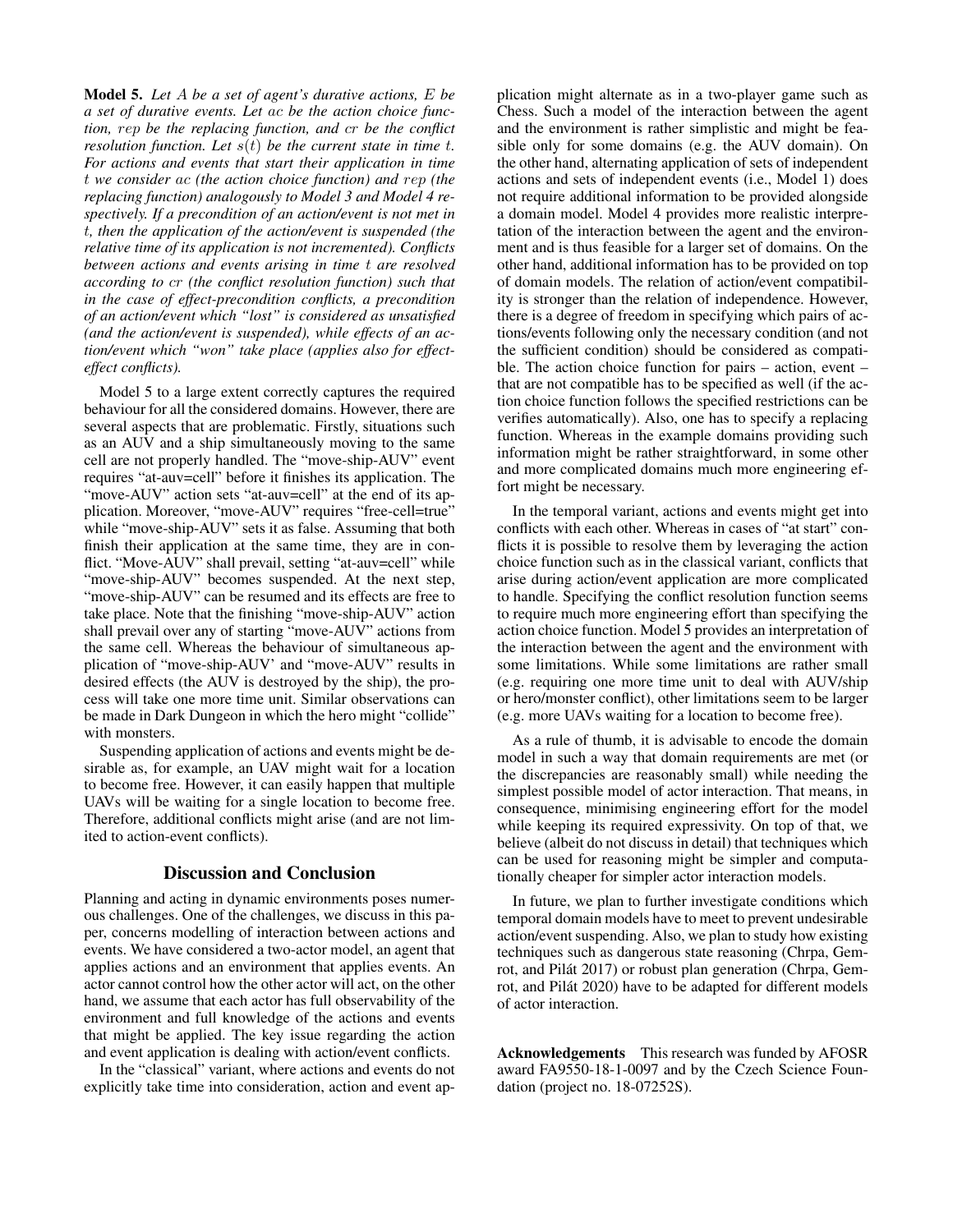**Model 5.** *Let $A$ be a set of agent's durative actions, $E$ be a set of durative events. Let $ac$ be the action choice function, $rep$ be the replacing function, and $cr$ be the conflict resolution function. Let $s(t)$ be the current state in time $t$. For actions and events that start their application in time $t$ we consider $ac$ (the action choice function) and $rep$ (the replacing function) analogously to Model 3 and Model 4 respectively. If a precondition of an action/event is not met in $t$, then the application of the action/event is suspended (the relative time of its application is not incremented). Conflicts between actions and events arising in time $t$ are resolved according to $cr$ (the conflict resolution function) such that in the case of effect-precondition conflicts, a precondition of an action/event which "lost" is considered as unsatisfied (and the action/event is suspended), while effects of an action/event which "won" take place (applies also for effect-effect conflicts).*

Model 5 to a large extent correctly captures the required behaviour for all the considered domains. However, there are several aspects that are problematic. Firstly, situations such as an AUV and a ship simultaneously moving to the same cell are not properly handled. The "move-ship-AUV" event requires "at-auv=cell" before it finishes its application. The "move-AUV" action sets "at-auv=cell" at the end of its application. Moreover, "move-AUV" requires "free-cell=true" while "move-ship-AUV" sets it as false. Assuming that both finish their application at the same time, they are in conflict. "Move-AUV" shall prevail, setting "at-auv=cell" while "move-ship-AUV" becomes suspended. At the next step, "move-ship-AUV" can be resumed and its effects are free to take place. Note that the finishing "move-ship-AUV" action shall prevail over any of starting "move-AUV" actions from the same cell. Whereas the behaviour of simultaneous application of "move-ship-AUV' and "move-AUV" results in desired effects (the AUV is destroyed by the ship), the process will take one more time unit. Similar observations can be made in Dark Dungeon in which the hero might "collide" with monsters.

Suspending application of actions and events might be desirable as, for example, an UAV might wait for a location to become free. However, it can easily happen that multiple UAVs will be waiting for a single location to become free. Therefore, additional conflicts might arise (and are not limited to action-event conflicts).

## Discussion and Conclusion

Planning and acting in dynamic environments poses numerous challenges. One of the challenges, we discuss in this paper, concerns modelling of interaction between actions and events. We have considered a two-actor model, an agent that applies actions and an environment that applies events. An actor cannot control how the other actor will act, on the other hand, we assume that each actor has full observability of the environment and full knowledge of the actions and events that might be applied. The key issue regarding the action and event application is dealing with action/event conflicts.

In the "classical" variant, where actions and events do not explicitly take time into consideration, action and event application might alternate as in a two-player game such as Chess. Such a model of the interaction between the agent and the environment is rather simplistic and might be feasible only for some domains (e.g. the AUV domain). On the other hand, alternating application of sets of independent actions and sets of independent events (i.e., Model 1) does not require additional information to be provided alongside a domain model. Model 4 provides more realistic interpretation of the interaction between the agent and the environment and is thus feasible for a larger set of domains. On the other hand, additional information has to be provided on top of domain models. The relation of action/event compatibility is stronger than the relation of independence. However, there is a degree of freedom in specifying which pairs of actions/events following only the necessary condition (and not the sufficient condition) should be considered as compatible. The action choice function for pairs – action, event – that are not compatible has to be specified as well (if the action choice function follows the specified restrictions can be verifies automatically). Also, one has to specify a replacing function. Whereas in the example domains providing such information might be rather straightforward, in some other and more complicated domains much more engineering effort might be necessary.

In the temporal variant, actions and events might get into conflicts with each other. Whereas in cases of "at start" conflicts it is possible to resolve them by leveraging the action choice function such as in the classical variant, conflicts that arise during action/event application are more complicated to handle. Specifying the conflict resolution function seems to require much more engineering effort than specifying the action choice function. Model 5 provides an interpretation of the interaction between the agent and the environment with some limitations. While some limitations are rather small (e.g. requiring one more time unit to deal with AUV/ship or hero/monster conflict), other limitations seem to be larger (e.g. more UAVs waiting for a location to become free).

As a rule of thumb, it is advisable to encode the domain model in such a way that domain requirements are met (or the discrepancies are reasonably small) while needing the simplest possible model of actor interaction. That means, in consequence, minimising engineering effort for the model while keeping its required expressivity. On top of that, we believe (albeit do not discuss in detail) that techniques which can be used for reasoning might be simpler and computationally cheaper for simpler actor interaction models.

In future, we plan to further investigate conditions which temporal domain models have to meet to prevent undesirable action/event suspending. Also, we plan to study how existing techniques such as dangerous state reasoning (Chrpa, Gemrot, and Pilát 2017) or robust plan generation (Chrpa, Gemrot, and Pilát 2020) have to be adapted for different models of actor interaction.

**Acknowledgements** This research was funded by AFOSR award FA9550-18-1-0097 and by the Czech Science Foundation (project no. 18-07252S).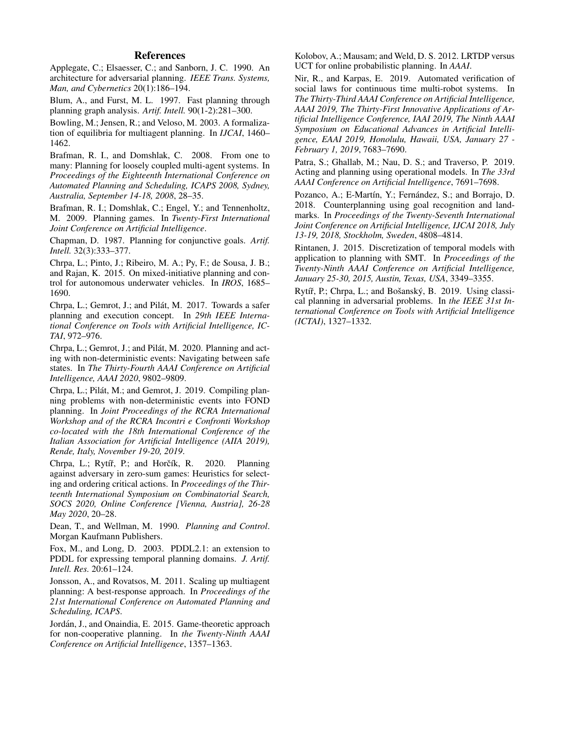## References

Applegate, C.; Elsaesser, C.; and Sanborn, J. C. 1990. An architecture for adversarial planning. *IEEE Trans. Systems, Man, and Cybernetics* 20(1):186–194.

Blum, A., and Furst, M. L. 1997. Fast planning through planning graph analysis. *Artif. Intell.* 90(1-2):281–300.

Bowling, M.; Jensen, R.; and Veloso, M. 2003. A formalization of equilibria for multiagent planning. In *IJCAI*, 1460–1462.

Brafman, R. I., and Domshlak, C. 2008. From one to many: Planning for loosely coupled multi-agent systems. In *Proceedings of the Eighteenth International Conference on Automated Planning and Scheduling, ICAPS 2008, Sydney, Australia, September 14-18, 2008*, 28–35.

Brafman, R. I.; Domshlak, C.; Engel, Y.; and Tennenholtz, M. 2009. Planning games. In *Twenty-First International Joint Conference on Artificial Intelligence*.

Chapman, D. 1987. Planning for conjunctive goals. *Artif. Intell.* 32(3):333–377.

Chrpa, L.; Pinto, J.; Ribeiro, M. A.; Py, F.; de Sousa, J. B.; and Rajan, K. 2015. On mixed-initiative planning and control for autonomous underwater vehicles. In *IROS*, 1685–1690.

Chrpa, L.; Gemrot, J.; and Pilát, M. 2017. Towards a safer planning and execution concept. In *29th IEEE International Conference on Tools with Artificial Intelligence, ICTAI*, 972–976.

Chrpa, L.; Gemrot, J.; and Pilát, M. 2020. Planning and acting with non-deterministic events: Navigating between safe states. In *The Thirty-Fourth AAAI Conference on Artificial Intelligence, AAAI 2020*, 9802–9809.

Chrpa, L.; Pilát, M.; and Gemrot, J. 2019. Compiling planning problems with non-deterministic events into FOND planning. In *Joint Proceedings of the RCRA International Workshop and of the RCRA Incontri e Confronti Workshop co-located with the 18th International Conference of the Italian Association for Artificial Intelligence (AIIA 2019), Rende, Italy, November 19-20, 2019*.

Chrpa, L.; Rytíř, P.; and Horčík, R. 2020. Planning against adversary in zero-sum games: Heuristics for selecting and ordering critical actions. In *Proceedings of the Thirteenth International Symposium on Combinatorial Search, SOCS 2020, Online Conference [Vienna, Austria], 26-28 May 2020*, 20–28.

Dean, T., and Wellman, M. 1990. *Planning and Control*. Morgan Kaufmann Publishers.

Fox, M., and Long, D. 2003. PDDL2.1: an extension to PDDL for expressing temporal planning domains. *J. Artif. Intell. Res.* 20:61–124.

Jonsson, A., and Rovatsos, M. 2011. Scaling up multiagent planning: A best-response approach. In *Proceedings of the 21st International Conference on Automated Planning and Scheduling, ICAPS*.

Jordán, J., and Onaindia, E. 2015. Game-theoretic approach for non-cooperative planning. In *the Twenty-Ninth AAAI Conference on Artificial Intelligence*, 1357–1363.

Kolobov, A.; Mausam; and Weld, D. S. 2012. LRTDP versus UCT for online probabilistic planning. In *AAAI*.

Nir, R., and Karpas, E. 2019. Automated verification of social laws for continuous time multi-robot systems. In *The Thirty-Third AAAI Conference on Artificial Intelligence, AAAI 2019, The Thirty-First Innovative Applications of Artificial Intelligence Conference, IAAI 2019, The Ninth AAAI Symposium on Educational Advances in Artificial Intelligence, EAAI 2019, Honolulu, Hawaii, USA, January 27 - February 1, 2019*, 7683–7690.

Patra, S.; Ghallab, M.; Nau, D. S.; and Traverso, P. 2019. Acting and planning using operational models. In *The 33rd AAAI Conference on Artificial Intelligence*, 7691–7698.

Pozanco, A.; E-Martín, Y.; Fernández, S.; and Borrajo, D. 2018. Counterplanning using goal recognition and landmarks. In *Proceedings of the Twenty-Seventh International Joint Conference on Artificial Intelligence, IJCAI 2018, July 13-19, 2018, Stockholm, Sweden*, 4808–4814.

Rintanen, J. 2015. Discretization of temporal models with application to planning with SMT. In *Proceedings of the Twenty-Ninth AAAI Conference on Artificial Intelligence, January 25-30, 2015, Austin, Texas, USA*, 3349–3355.

Rytíř, P.; Chrpa, L.; and Bošanský, B. 2019. Using classical planning in adversarial problems. In *the IEEE 31st International Conference on Tools with Artificial Intelligence (ICTAI)*, 1327–1332.